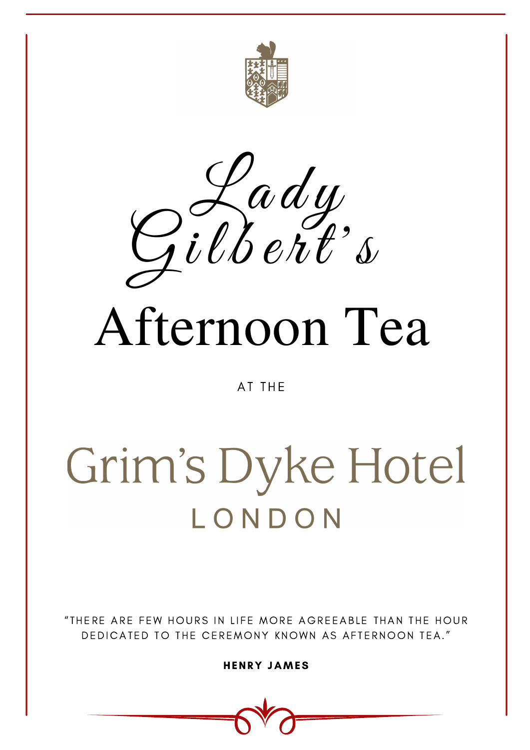# Lady Gilbert's Afternoon Tea

AT THE

## Grim's Dyke Hotel

LONDON

"THERE ARE FEW HOURS IN LIFE MORE AGREEABLE THAN THE HOUR DEDICATED TO THE CEREMONY KNOWN AS AFTERNOON TEA."

**HENRY JAMES**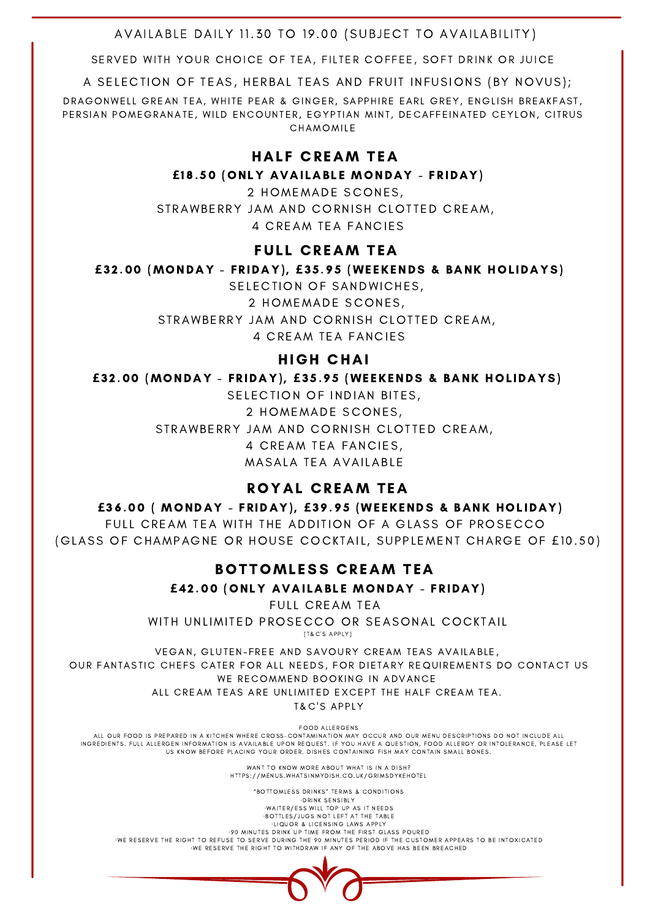AVAILABLE DAILY 11.30 TO 19.00 (SUBJECT TO AVAILABILITY)

SERVED WITH YOUR CHOICE OF TEA, FILTER COFFEE, SOFT DRINK OR JUICE

A SELECTION OF TEAS, HERBAL TEAS AND FRUIT INFUSIONS (BY NOVUS);

DRAGONWELL GREAN TEA, WHITE PEAR & GINGER, SAPPHIRE EARL GREY, ENGLISH BREAKFAST, PERSIAN POMEGRANATE, WILD ENCOUNTER, EGYPTIAN MINT, DECAFFEINATED CEYLON, CITRUS CHAMOMILE

## HALF CREAM TEA

**£18.50 (ONLY AVAILABLE MONDAY - FRIDAY)**

2 HOMEMADE SCONES,
STRAWBERRY JAM AND CORNISH CLOTTED CREAM,
4 CREAM TEA FANCIES

## FULL CREAM TEA

**£32.00 (MONDAY - FRIDAY), £35.95 (WEEKENDS & BANK HOLIDAYS)**

SELECTION OF SANDWICHES,
2 HOMEMADE SCONES,
STRAWBERRY JAM AND CORNISH CLOTTED CREAM,
4 CREAM TEA FANCIES

## HIGH CHAI

**£32.00 (MONDAY - FRIDAY), £35.95 (WEEKENDS & BANK HOLIDAYS)**

SELECTION OF INDIAN BITES,
2 HOMEMADE SCONES,
STRAWBERRY JAM AND CORNISH CLOTTED CREAM,
4 CREAM TEA FANCIES,
MASALA TEA AVAILABLE

## ROYAL CREAM TEA

**£36.00 ( MONDAY - FRIDAY), £39.95 (WEEKENDS & BANK HOLIDAY)**

FULL CREAM TEA WITH THE ADDITION OF A GLASS OF PROSECCO
(GLASS OF CHAMPAGNE OR HOUSE COCKTAIL, SUPPLEMENT CHARGE OF £10.50)

## BOTTOMLESS CREAM TEA

**£42.00 (ONLY AVAILABLE MONDAY - FRIDAY)**

FULL CREAM TEA
WITH UNLIMITED PROSECCO OR SEASONAL COCKTAIL
(T&C'S APPLY)

VEGAN, GLUTEN-FREE AND SAVOURY CREAM TEAS AVAILABLE,
OUR FANTASTIC CHEFS CATER FOR ALL NEEDS, FOR DIETARY REQUIREMENTS DO CONTACT US
WE RECOMMEND BOOKING IN ADVANCE
ALL CREAM TEAS ARE UNLIMITED EXCEPT THE HALF CREAM TEA.
T&C'S APPLY

FOOD ALLERGENS

ALL OUR FOOD IS PREPARED IN A KITCHEN WHERE CROSS-CONTAMINATION MAY OCCUR AND OUR MENU DESCRIPTIONS DO NOT INCLUDE ALL INGREDIENTS. FULL ALLERGEN INFORMATION IS AVAILABLE UPON REQUEST. IF YOU HAVE A QUESTION, FOOD ALLERGY OR INTOLERANCE, PLEASE LET US KNOW BEFORE PLACING YOUR ORDER. DISHES CONTAINING FISH MAY CONTAIN SMALL BONES.

WANT TO KNOW MORE ABOUT WHAT IS IN A DISH?
HTTPS://MENUS.WHATSINMYDISH.CO.UK/GRIMSDYKEHOTEL

"BOTTOMLESS DRINKS" TERMS & CONDITIONS

- DRINK SENSIBLY
- WAITER/ESS WILL TOP UP AS IT NEEDS
- BOTTLES/JUGS NOT LEFT AT THE TABLE
- LIQUOR & LICENSING LAWS APPLY
- 90 MINUTES DRINK UP TIME FROM THE FIRST GLASS POURED
- WE RESERVE THE RIGHT TO REFUSE TO SERVE DURING THE 90 MINUTES PERIOD IF THE CUSTOMER APPEARS TO BE INTOXICATED
- WE RESERVE THE RIGHT TO WITHDRAW IF ANY OF THE ABOVE HAS BEEN BREACHED